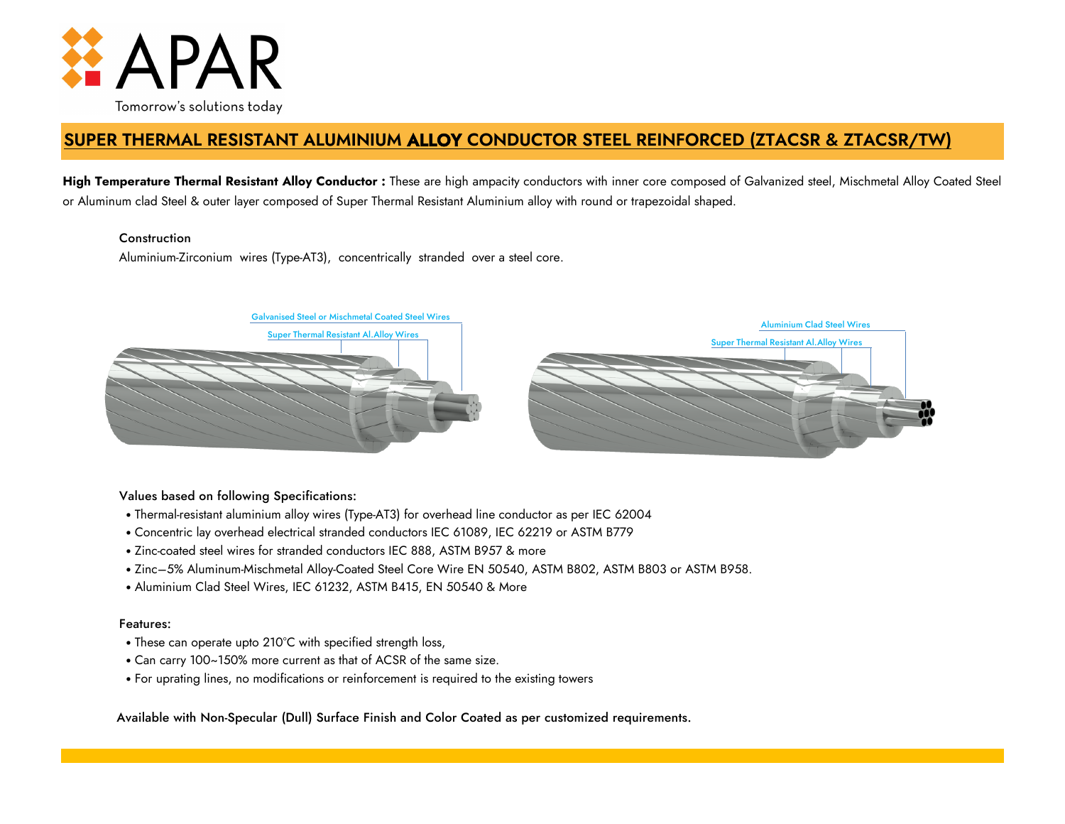# SUPER THERMAL RESISTANT ALUMINIUM ALLOY CONDUCTOR STEEL REINFORCED (ZTACSR & ZTACSR/TW)

**High Temperature Thermal Resistant Alloy Conductor :** These are high ampacity conductors with inner core composed of Galvanized steel, Mischmetal Alloy Coated Steel or Aluminum clad Steel & outer layer composed of Super Thermal Resistant Aluminium alloy with round or trapezoidal shaped.

### Construction

Aluminium-Zirconium wires (Type-AT3), concentrically stranded over a steel core.

Galvanised Steel or Mischmetal Coated Steel Wires

Super Thermal Resistant Al.Alloy Wires

Aluminium Clad Steel Wires

Super Thermal Resistant Al.Alloy Wires

### Values based on following Specifications:

- Thermal-resistant aluminium alloy wires (Type-AT3) for overhead line conductor as per IEC 62004
- Concentric lay overhead electrical stranded conductors IEC 61089, IEC 62219 or ASTM B779
- Zinc-coated steel wires for stranded conductors IEC 888, ASTM B957 & more
- Zinc—5% Aluminum-Mischmetal Alloy-Coated Steel Core Wire EN 50540, ASTM B802, ASTM B803 or ASTM B958.
- Aluminium Clad Steel Wires, IEC 61232, ASTM B415, EN 50540 & More

### Features:

- These can operate upto 210°C with specified strength loss,
- Can carry 100~150% more current as that of ACSR of the same size.
- For uprating lines, no modifications or reinforcement is required to the existing towers

Available with Non-Specular (Dull) Surface Finish and Color Coated as per customized requirements.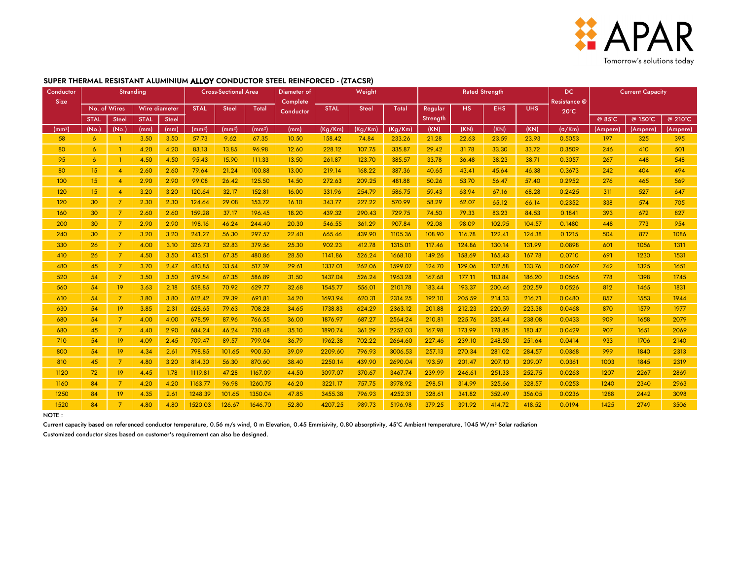## SUPER THERMAL RESISTANT ALUMINIUM ALLOY CONDUCTOR STEEL REINFORCED - (ZTACSR)

| Conductor Size | Stranding | | | | Cross-Sectional Area | | | Diameter of Complete Conductor | Weight | | | Rated Strength | | | | DC Resistance @ 20°C | Current Capacity | | |
|---|---|---|---|---|---|---|---|---|---|---|---|---|---|---|---|---|---|---|---|
| | No. of Wires | | Wire diameter | | STAL | Steel | Total | | STAL | Steel | Total | Regular Strength | HS | EHS | UHS | | | | |
| | STAL | Steel | STAL | Steel | | | | | | | | | | | | | @ 85°C | @ 150°C | @ 210°C |
| (mm²) | (No.) | (No.) | (mm) | (mm) | (mm²) | (mm²) | (mm²) | (mm) | (Kg/Km) | (Kg/Km) | (Kg/Km) | (KN) | (KN) | (KN) | (KN) | (Ω/Km) | (Ampere) | (Ampere) | (Ampere) |
| 58 | 6 | 1 | 3.50 | 3.50 | 57.73 | 9.62 | 67.35 | 10.50 | 158.42 | 74.84 | 233.26 | 21.28 | 22.63 | 23.59 | 23.93 | 0.5053 | 197 | 325 | 395 |
| 80 | 6 | 1 | 4.20 | 4.20 | 83.13 | 13.85 | 96.98 | 12.60 | 228.12 | 107.75 | 335.87 | 29.42 | 31.78 | 33.30 | 33.72 | 0.3509 | 246 | 410 | 501 |
| 95 | 6 | 1 | 4.50 | 4.50 | 95.43 | 15.90 | 111.33 | 13.50 | 261.87 | 123.70 | 385.57 | 33.78 | 36.48 | 38.23 | 38.71 | 0.3057 | 267 | 448 | 548 |
| 80 | 15 | 4 | 2.60 | 2.60 | 79.64 | 21.24 | 100.88 | 13.00 | 219.14 | 168.22 | 387.36 | 40.65 | 43.41 | 45.64 | 46.38 | 0.3673 | 242 | 404 | 494 |
| 100 | 15 | 4 | 2.90 | 2.90 | 99.08 | 26.42 | 125.50 | 14.50 | 272.63 | 209.25 | 481.88 | 50.26 | 53.70 | 56.47 | 57.40 | 0.2952 | 276 | 465 | 569 |
| 120 | 15 | 4 | 3.20 | 3.20 | 120.64 | 32.17 | 152.81 | 16.00 | 331.96 | 254.79 | 586.75 | 59.43 | 63.94 | 67.16 | 68.28 | 0.2425 | 311 | 527 | 647 |
| 120 | 30 | 7 | 2.30 | 2.30 | 124.64 | 29.08 | 153.72 | 16.10 | 343.77 | 227.22 | 570.99 | 58.29 | 62.07 | 65.12 | 66.14 | 0.2352 | 338 | 574 | 705 |
| 160 | 30 | 7 | 2.60 | 2.60 | 159.28 | 37.17 | 196.45 | 18.20 | 439.32 | 290.43 | 729.75 | 74.50 | 79.33 | 83.23 | 84.53 | 0.1841 | 393 | 672 | 827 |
| 200 | 30 | 7 | 2.90 | 2.90 | 198.16 | 46.24 | 244.40 | 20.30 | 546.55 | 361.29 | 907.84 | 92.08 | 98.09 | 102.95 | 104.57 | 0.1480 | 448 | 773 | 954 |
| 240 | 30 | 7 | 3.20 | 3.20 | 241.27 | 56.30 | 297.57 | 22.40 | 665.46 | 439.90 | 1105.36 | 108.90 | 116.78 | 122.41 | 124.38 | 0.1215 | 504 | 877 | 1086 |
| 330 | 26 | 7 | 4.00 | 3.10 | 326.73 | 52.83 | 379.56 | 25.30 | 902.23 | 412.78 | 1315.01 | 117.46 | 124.86 | 130.14 | 131.99 | 0.0898 | 601 | 1056 | 1311 |
| 410 | 26 | 7 | 4.50 | 3.50 | 413.51 | 67.35 | 480.86 | 28.50 | 1141.86 | 526.24 | 1668.10 | 149.26 | 158.69 | 165.43 | 167.78 | 0.0710 | 691 | 1230 | 1531 |
| 480 | 45 | 7 | 3.70 | 2.47 | 483.85 | 33.54 | 517.39 | 29.61 | 1337.01 | 262.06 | 1599.07 | 124.70 | 129.06 | 132.58 | 133.76 | 0.0607 | 742 | 1325 | 1651 |
| 520 | 54 | 7 | 3.50 | 3.50 | 519.54 | 67.35 | 586.89 | 31.50 | 1437.04 | 526.24 | 1963.28 | 167.68 | 177.11 | 183.84 | 186.20 | 0.0566 | 778 | 1398 | 1745 |
| 560 | 54 | 19 | 3.63 | 2.18 | 558.85 | 70.92 | 629.77 | 32.68 | 1545.77 | 556.01 | 2101.78 | 183.44 | 193.37 | 200.46 | 202.59 | 0.0526 | 812 | 1465 | 1831 |
| 610 | 54 | 7 | 3.80 | 3.80 | 612.42 | 79.39 | 691.81 | 34.20 | 1693.94 | 620.31 | 2314.25 | 192.10 | 205.59 | 214.33 | 216.71 | 0.0480 | 857 | 1553 | 1944 |
| 630 | 54 | 19 | 3.85 | 2.31 | 628.65 | 79.63 | 708.28 | 34.65 | 1738.83 | 624.29 | 2363.12 | 201.88 | 212.23 | 220.59 | 223.38 | 0.0468 | 870 | 1579 | 1977 |
| 680 | 54 | 7 | 4.00 | 4.00 | 678.59 | 87.96 | 766.55 | 36.00 | 1876.97 | 687.27 | 2564.24 | 210.81 | 225.76 | 235.44 | 238.08 | 0.0433 | 909 | 1658 | 2079 |
| 680 | 45 | 7 | 4.40 | 2.90 | 684.24 | 46.24 | 730.48 | 35.10 | 1890.74 | 361.29 | 2252.03 | 167.98 | 173.99 | 178.85 | 180.47 | 0.0429 | 907 | 1651 | 2069 |
| 710 | 54 | 19 | 4.09 | 2.45 | 709.47 | 89.57 | 799.04 | 36.79 | 1962.38 | 702.22 | 2664.60 | 227.46 | 239.10 | 248.50 | 251.64 | 0.0414 | 933 | 1706 | 2140 |
| 800 | 54 | 19 | 4.34 | 2.61 | 798.85 | 101.65 | 900.50 | 39.09 | 2209.60 | 796.93 | 3006.53 | 257.13 | 270.34 | 281.02 | 284.57 | 0.0368 | 999 | 1840 | 2313 |
| 810 | 45 | 7 | 4.80 | 3.20 | 814.30 | 56.30 | 870.60 | 38.40 | 2250.14 | 439.90 | 2690.04 | 193.59 | 201.47 | 207.10 | 209.07 | 0.0361 | 1003 | 1845 | 2319 |
| 1120 | 72 | 19 | 4.45 | 1.78 | 1119.81 | 47.28 | 1167.09 | 44.50 | 3097.07 | 370.67 | 3467.74 | 239.99 | 246.61 | 251.33 | 252.75 | 0.0263 | 1207 | 2267 | 2869 |
| 1160 | 84 | 7 | 4.20 | 4.20 | 1163.77 | 96.98 | 1260.75 | 46.20 | 3221.17 | 757.75 | 3978.92 | 298.51 | 314.99 | 325.66 | 328.57 | 0.0253 | 1240 | 2340 | 2963 |
| 1250 | 84 | 19 | 4.35 | 2.61 | 1248.39 | 101.65 | 1350.04 | 47.85 | 3455.38 | 796.93 | 4252.31 | 328.61 | 341.82 | 352.49 | 356.05 | 0.0236 | 1288 | 2442 | 3098 |
| 1520 | 84 | 7 | 4.80 | 4.80 | 1520.03 | 126.67 | 1646.70 | 52.80 | 4207.25 | 989.73 | 5196.98 | 379.25 | 391.92 | 414.72 | 418.52 | 0.0194 | 1425 | 2749 | 3506 |

NOTE :

Current capacity based on referenced conductor temperature, 0.56 m/s wind, 0 m Elevation, 0.45 Emmisivity, 0.80 absorptivity, 45°C Ambient temperature, 1045 W/m² Solar radiation

Customized conductor sizes based on customer's requirement can also be designed.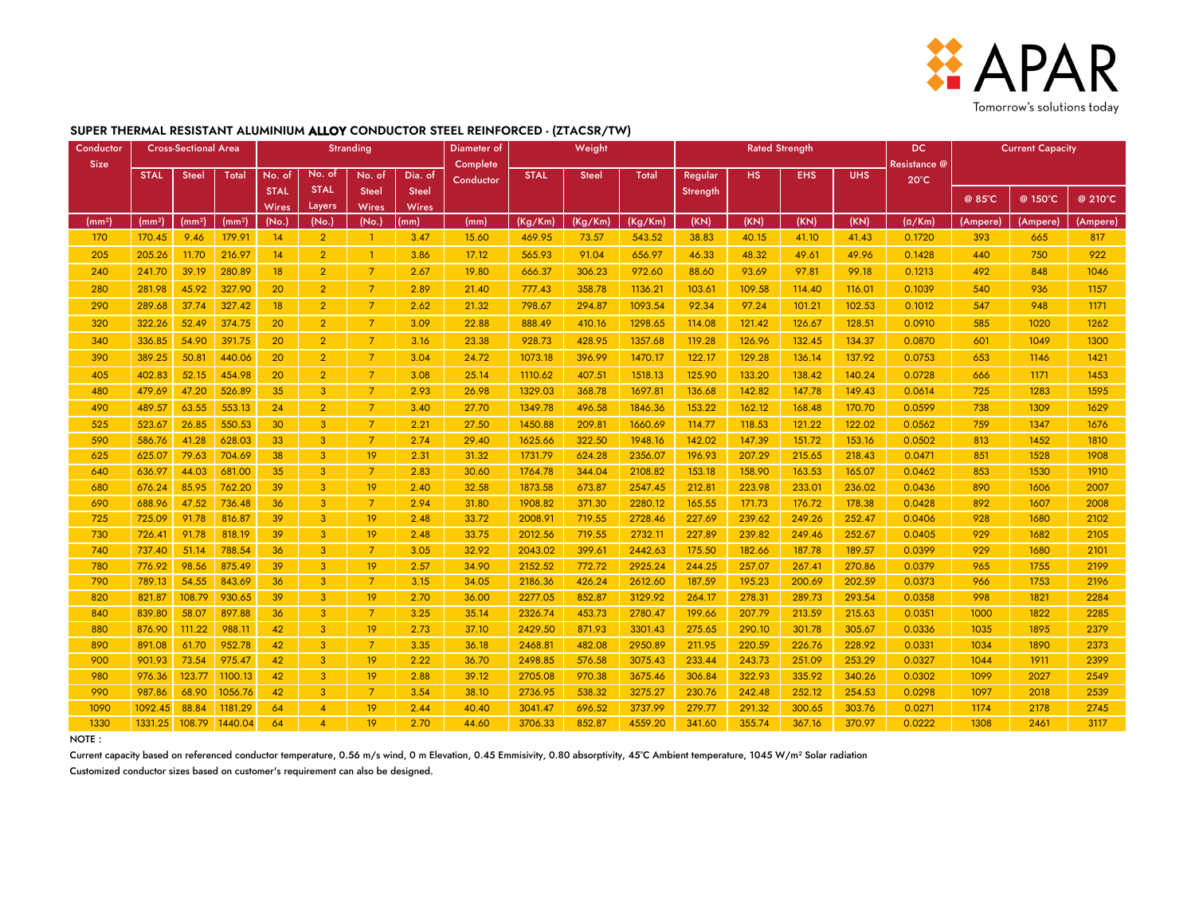APAR

Tomorrow's solutions today

## SUPER THERMAL RESISTANT ALUMINIUM ALLOY CONDUCTOR STEEL REINFORCED - (ZTACSR/TW)

| Conductor Size | Cross-Sectional Area | | | Stranding | | | | Diameter of Complete Conductor | Weight | | | Rated Strength | | | | DC Resistance @ 20°C | Current Capacity | | |
|---|---|---|---|---|---|---|---|---|---|---|---|---|---|---|---|---|---|---|---|
| | STAL | Steel | Total | No. of STAL Wires | No. of STAL Layers | No. of Steel Wires | Dia. of Steel Wires | | STAL | Steel | Total | Regular Strength | HS | EHS | UHS | | @ 85°C | @ 150°C | @ 210°C |
| (mm²) | (mm²) | (mm²) | (mm²) | (No.) | (No.) | (No.) | (mm) | (mm) | (Kg/Km) | (Kg/Km) | (Kg/Km) | (KN) | (KN) | (KN) | (KN) | (Ω/Km) | (Ampere) | (Ampere) | (Ampere) |
| 170 | 170.45 | 9.46 | 179.91 | 14 | 2 | 1 | 3.47 | 15.60 | 469.95 | 73.57 | 543.52 | 38.83 | 40.15 | 41.10 | 41.43 | 0.1720 | 393 | 665 | 817 |
| 205 | 205.26 | 11.70 | 216.97 | 14 | 2 | 1 | 3.86 | 17.12 | 565.93 | 91.04 | 656.97 | 46.33 | 48.32 | 49.61 | 49.96 | 0.1428 | 440 | 750 | 922 |
| 240 | 241.70 | 39.19 | 280.89 | 18 | 2 | 7 | 2.67 | 19.80 | 666.37 | 306.23 | 972.60 | 88.60 | 93.69 | 97.81 | 99.18 | 0.1213 | 492 | 848 | 1046 |
| 280 | 281.98 | 45.92 | 327.90 | 20 | 2 | 7 | 2.89 | 21.40 | 777.43 | 358.78 | 1136.21 | 103.61 | 109.58 | 114.40 | 116.01 | 0.1039 | 540 | 936 | 1157 |
| 290 | 289.68 | 37.74 | 327.42 | 18 | 2 | 7 | 2.62 | 21.32 | 798.67 | 294.87 | 1093.54 | 92.34 | 97.24 | 101.21 | 102.53 | 0.1012 | 547 | 948 | 1171 |
| 320 | 322.26 | 52.49 | 374.75 | 20 | 2 | 7 | 3.09 | 22.88 | 888.49 | 410.16 | 1298.65 | 114.08 | 121.42 | 126.67 | 128.51 | 0.0910 | 585 | 1020 | 1262 |
| 340 | 336.85 | 54.90 | 391.75 | 20 | 2 | 7 | 3.16 | 23.38 | 928.73 | 428.95 | 1357.68 | 119.28 | 126.96 | 132.45 | 134.37 | 0.0870 | 601 | 1049 | 1300 |
| 390 | 389.25 | 50.81 | 440.06 | 20 | 2 | 7 | 3.04 | 24.72 | 1073.18 | 396.99 | 1470.17 | 122.17 | 129.28 | 136.14 | 137.92 | 0.0753 | 653 | 1146 | 1421 |
| 405 | 402.83 | 52.15 | 454.98 | 20 | 2 | 7 | 3.08 | 25.14 | 1110.62 | 407.51 | 1518.13 | 125.90 | 133.20 | 138.42 | 140.24 | 0.0728 | 666 | 1171 | 1453 |
| 480 | 479.69 | 47.20 | 526.89 | 35 | 3 | 7 | 2.93 | 26.98 | 1329.03 | 368.78 | 1697.81 | 136.68 | 142.82 | 147.78 | 149.43 | 0.0614 | 725 | 1283 | 1595 |
| 490 | 489.57 | 63.55 | 553.13 | 24 | 2 | 7 | 3.40 | 27.70 | 1349.78 | 496.58 | 1846.36 | 153.22 | 162.12 | 168.48 | 170.70 | 0.0599 | 738 | 1309 | 1629 |
| 525 | 523.67 | 26.85 | 550.53 | 30 | 3 | 7 | 2.21 | 27.50 | 1450.88 | 209.81 | 1660.69 | 114.77 | 118.53 | 121.22 | 122.02 | 0.0562 | 759 | 1347 | 1676 |
| 590 | 586.76 | 41.28 | 628.03 | 33 | 3 | 7 | 2.74 | 29.40 | 1625.66 | 322.50 | 1948.16 | 142.02 | 147.39 | 151.72 | 153.16 | 0.0502 | 813 | 1452 | 1810 |
| 625 | 625.07 | 79.63 | 704.69 | 38 | 3 | 19 | 2.31 | 31.32 | 1731.79 | 624.28 | 2356.07 | 196.93 | 207.29 | 215.65 | 218.43 | 0.0471 | 851 | 1528 | 1908 |
| 640 | 636.97 | 44.03 | 681.00 | 35 | 3 | 7 | 2.83 | 30.60 | 1764.78 | 344.04 | 2108.82 | 153.18 | 158.90 | 163.53 | 165.07 | 0.0462 | 853 | 1530 | 1910 |
| 680 | 676.24 | 85.95 | 762.20 | 39 | 3 | 19 | 2.40 | 32.58 | 1873.58 | 673.87 | 2547.45 | 212.81 | 223.98 | 233.01 | 236.02 | 0.0436 | 890 | 1606 | 2007 |
| 690 | 688.96 | 47.52 | 736.48 | 36 | 3 | 7 | 2.94 | 31.80 | 1908.82 | 371.30 | 2280.12 | 165.55 | 171.73 | 176.72 | 178.38 | 0.0428 | 892 | 1607 | 2008 |
| 725 | 725.09 | 91.78 | 816.87 | 39 | 3 | 19 | 2.48 | 33.72 | 2008.91 | 719.55 | 2728.46 | 227.69 | 239.62 | 249.26 | 252.47 | 0.0406 | 928 | 1680 | 2102 |
| 730 | 726.41 | 91.78 | 818.19 | 39 | 3 | 19 | 2.48 | 33.75 | 2012.56 | 719.55 | 2732.11 | 227.89 | 239.82 | 249.46 | 252.67 | 0.0405 | 929 | 1682 | 2105 |
| 740 | 737.40 | 51.14 | 788.54 | 36 | 3 | 7 | 3.05 | 32.92 | 2043.02 | 399.61 | 2442.63 | 175.50 | 182.66 | 187.78 | 189.57 | 0.0399 | 929 | 1680 | 2101 |
| 780 | 776.92 | 98.56 | 875.49 | 39 | 3 | 19 | 2.57 | 34.90 | 2152.52 | 772.72 | 2925.24 | 244.25 | 257.07 | 267.41 | 270.86 | 0.0379 | 965 | 1755 | 2199 |
| 790 | 789.13 | 54.55 | 843.69 | 36 | 3 | 7 | 3.15 | 34.05 | 2186.36 | 426.24 | 2612.60 | 187.59 | 195.23 | 200.69 | 202.59 | 0.0373 | 966 | 1753 | 2196 |
| 820 | 821.87 | 108.79 | 930.65 | 39 | 3 | 19 | 2.70 | 36.00 | 2277.05 | 852.87 | 3129.92 | 264.17 | 278.31 | 289.73 | 293.54 | 0.0358 | 998 | 1821 | 2284 |
| 840 | 839.80 | 58.07 | 897.88 | 36 | 3 | 7 | 3.25 | 35.14 | 2326.74 | 453.73 | 2780.47 | 199.66 | 207.79 | 213.59 | 215.63 | 0.0351 | 1000 | 1822 | 2285 |
| 880 | 876.90 | 111.22 | 988.11 | 42 | 3 | 19 | 2.73 | 37.10 | 2429.50 | 871.93 | 3301.43 | 275.65 | 290.10 | 301.78 | 305.67 | 0.0336 | 1035 | 1895 | 2379 |
| 890 | 891.08 | 61.70 | 952.78 | 42 | 3 | 7 | 3.35 | 36.18 | 2468.81 | 482.08 | 2950.89 | 211.95 | 220.59 | 226.76 | 228.92 | 0.0331 | 1034 | 1890 | 2373 |
| 900 | 901.93 | 73.54 | 975.47 | 42 | 3 | 19 | 2.22 | 36.70 | 2498.85 | 576.58 | 3075.43 | 233.44 | 243.73 | 251.09 | 253.29 | 0.0327 | 1044 | 1911 | 2399 |
| 980 | 976.36 | 123.77 | 1100.13 | 42 | 3 | 19 | 2.88 | 39.12 | 2705.08 | 970.38 | 3675.46 | 306.84 | 322.93 | 335.92 | 340.26 | 0.0302 | 1099 | 2027 | 2549 |
| 990 | 987.86 | 68.90 | 1056.76 | 42 | 3 | 7 | 3.54 | 38.10 | 2736.95 | 538.32 | 3275.27 | 230.76 | 242.48 | 252.12 | 254.53 | 0.0298 | 1097 | 2018 | 2539 |
| 1090 | 1092.45 | 88.84 | 1181.29 | 64 | 4 | 19 | 2.44 | 40.40 | 3041.47 | 696.52 | 3737.99 | 279.77 | 291.32 | 300.65 | 303.76 | 0.0271 | 1174 | 2178 | 2745 |
| 1330 | 1331.25 | 108.79 | 1440.04 | 64 | 4 | 19 | 2.70 | 44.60 | 3706.33 | 852.87 | 4559.20 | 341.60 | 355.74 | 367.16 | 370.97 | 0.0222 | 1308 | 2461 | 3117 |

NOTE :

Current capacity based on referenced conductor temperature, 0.56 m/s wind, 0 m Elevation, 0.45 Emmisivity, 0.80 absorptivity, 45°C Ambient temperature, 1045 W/m² Solar radiation

Customized conductor sizes based on customer's requirement can also be designed.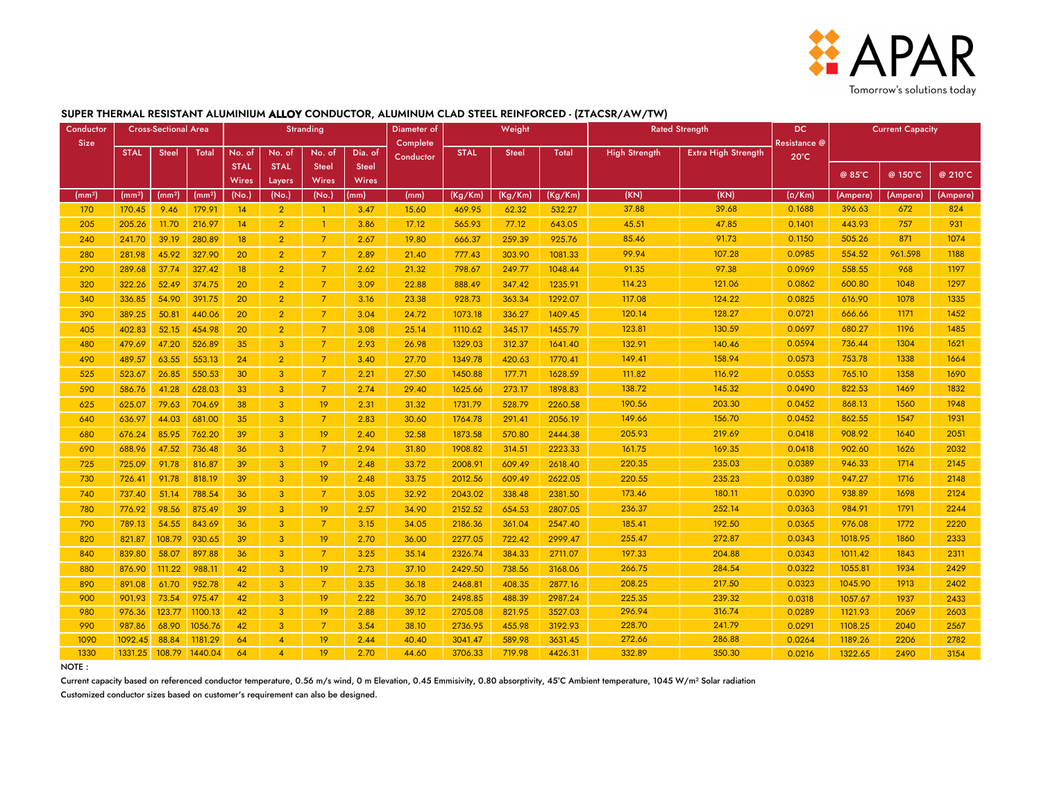## SUPER THERMAL RESISTANT ALUMINIUM ALLOY CONDUCTOR, ALUMINUM CLAD STEEL REINFORCED - (ZTACSR/AW/TW)

| Conductor Size | Cross-Sectional Area | | | Stranding | | | | Diameter of Complete Conductor | Weight | | | Rated Strength | | DC Resistance @ 20°C | Current Capacity | | |
|---|---|---|---|---|---|---|---|---|---|---|---|---|---|---|---|---|---|
| | STAL | Steel | Total | No. of STAL Wires | No. of STAL Layers | No. of Steel Wires | Dia. of Steel Wires | | STAL | Steel | Total | High Strength | Extra High Strength | | @ 85°C | @ 150°C | @ 210°C |
| (mm²) | (mm²) | (mm²) | (mm²) | (No.) | (No.) | (No.) | (mm) | (mm) | (Kg/Km) | (Kg/Km) | (Kg/Km) | (KN) | (KN) | (Ω/Km) | (Ampere) | (Ampere) | (Ampere) |
| 170 | 170.45 | 9.46 | 179.91 | 14 | 2 | 1 | 3.47 | 15.60 | 469.95 | 62.32 | 532.27 | 37.88 | 39.68 | 0.1688 | 396.63 | 672 | 824 |
| 205 | 205.26 | 11.70 | 216.97 | 14 | 2 | 1 | 3.86 | 17.12 | 565.93 | 77.12 | 643.05 | 45.51 | 47.85 | 0.1401 | 443.93 | 757 | 931 |
| 240 | 241.70 | 39.19 | 280.89 | 18 | 2 | 7 | 2.67 | 19.80 | 666.37 | 259.39 | 925.76 | 85.46 | 91.73 | 0.1150 | 505.26 | 871 | 1074 |
| 280 | 281.98 | 45.92 | 327.90 | 20 | 2 | 7 | 2.89 | 21.40 | 777.43 | 303.90 | 1081.33 | 99.94 | 107.28 | 0.0985 | 554.52 | 961.598 | 1188 |
| 290 | 289.68 | 37.74 | 327.42 | 18 | 2 | 7 | 2.62 | 21.32 | 798.67 | 249.77 | 1048.44 | 91.35 | 97.38 | 0.0969 | 558.55 | 968 | 1197 |
| 320 | 322.26 | 52.49 | 374.75 | 20 | 2 | 7 | 3.09 | 22.88 | 888.49 | 347.42 | 1235.91 | 114.23 | 121.06 | 0.0862 | 600.80 | 1048 | 1297 |
| 340 | 336.85 | 54.90 | 391.75 | 20 | 2 | 7 | 3.16 | 23.38 | 928.73 | 363.34 | 1292.07 | 117.08 | 124.22 | 0.0825 | 616.90 | 1078 | 1335 |
| 390 | 389.25 | 50.81 | 440.06 | 20 | 2 | 7 | 3.04 | 24.72 | 1073.18 | 336.27 | 1409.45 | 120.14 | 128.27 | 0.0721 | 666.66 | 1171 | 1452 |
| 405 | 402.83 | 52.15 | 454.98 | 20 | 2 | 7 | 3.08 | 25.14 | 1110.62 | 345.17 | 1455.79 | 123.81 | 130.59 | 0.0697 | 680.27 | 1196 | 1485 |
| 480 | 479.69 | 47.20 | 526.89 | 35 | 3 | 7 | 2.93 | 26.98 | 1329.03 | 312.37 | 1641.40 | 132.91 | 140.46 | 0.0594 | 736.44 | 1304 | 1621 |
| 490 | 489.57 | 63.55 | 553.13 | 24 | 2 | 7 | 3.40 | 27.70 | 1349.78 | 420.63 | 1770.41 | 149.41 | 158.94 | 0.0573 | 753.78 | 1338 | 1664 |
| 525 | 523.67 | 26.85 | 550.53 | 30 | 3 | 7 | 2.21 | 27.50 | 1450.88 | 177.71 | 1628.59 | 111.82 | 116.92 | 0.0553 | 765.10 | 1358 | 1690 |
| 590 | 586.76 | 41.28 | 628.03 | 33 | 3 | 7 | 2.74 | 29.40 | 1625.66 | 273.17 | 1898.83 | 138.72 | 145.32 | 0.0490 | 822.53 | 1469 | 1832 |
| 625 | 625.07 | 79.63 | 704.69 | 38 | 3 | 19 | 2.31 | 31.32 | 1731.79 | 528.79 | 2260.58 | 190.56 | 203.30 | 0.0452 | 868.13 | 1560 | 1948 |
| 640 | 636.97 | 44.03 | 681.00 | 35 | 3 | 7 | 2.83 | 30.60 | 1764.78 | 291.41 | 2056.19 | 149.66 | 156.70 | 0.0452 | 862.55 | 1547 | 1931 |
| 680 | 676.24 | 85.95 | 762.20 | 39 | 3 | 19 | 2.40 | 32.58 | 1873.58 | 570.80 | 2444.38 | 205.93 | 219.69 | 0.0418 | 908.92 | 1640 | 2051 |
| 690 | 688.96 | 47.52 | 736.48 | 36 | 3 | 7 | 2.94 | 31.80 | 1908.82 | 314.51 | 2223.33 | 161.75 | 169.35 | 0.0418 | 902.60 | 1626 | 2032 |
| 725 | 725.09 | 91.78 | 816.87 | 39 | 3 | 19 | 2.48 | 33.72 | 2008.91 | 609.49 | 2618.40 | 220.35 | 235.03 | 0.0389 | 946.33 | 1714 | 2145 |
| 730 | 726.41 | 91.78 | 818.19 | 39 | 3 | 19 | 2.48 | 33.75 | 2012.56 | 609.49 | 2622.05 | 220.55 | 235.23 | 0.0389 | 947.27 | 1716 | 2148 |
| 740 | 737.40 | 51.14 | 788.54 | 36 | 3 | 7 | 3.05 | 32.92 | 2043.02 | 338.48 | 2381.50 | 173.46 | 180.11 | 0.0390 | 938.89 | 1698 | 2124 |
| 780 | 776.92 | 98.56 | 875.49 | 39 | 3 | 19 | 2.57 | 34.90 | 2152.52 | 654.53 | 2807.05 | 236.37 | 252.14 | 0.0363 | 984.91 | 1791 | 2244 |
| 790 | 789.13 | 54.55 | 843.69 | 36 | 3 | 7 | 3.15 | 34.05 | 2186.36 | 361.04 | 2547.40 | 185.41 | 192.50 | 0.0365 | 976.08 | 1772 | 2220 |
| 820 | 821.87 | 108.79 | 930.65 | 39 | 3 | 19 | 2.70 | 36.00 | 2277.05 | 722.42 | 2999.47 | 255.47 | 272.87 | 0.0343 | 1018.95 | 1860 | 2333 |
| 840 | 839.80 | 58.07 | 897.88 | 36 | 3 | 7 | 3.25 | 35.14 | 2326.74 | 384.33 | 2711.07 | 197.33 | 204.88 | 0.0343 | 1011.42 | 1843 | 2311 |
| 880 | 876.90 | 111.22 | 988.11 | 42 | 3 | 19 | 2.73 | 37.10 | 2429.50 | 738.56 | 3168.06 | 266.75 | 284.54 | 0.0322 | 1055.81 | 1934 | 2429 |
| 890 | 891.08 | 61.70 | 952.78 | 42 | 3 | 7 | 3.35 | 36.18 | 2468.81 | 408.35 | 2877.16 | 208.25 | 217.50 | 0.0323 | 1045.90 | 1913 | 2402 |
| 900 | 901.93 | 73.54 | 975.47 | 42 | 3 | 19 | 2.22 | 36.70 | 2498.85 | 488.39 | 2987.24 | 225.35 | 239.32 | 0.0318 | 1057.67 | 1937 | 2433 |
| 980 | 976.36 | 123.77 | 1100.13 | 42 | 3 | 19 | 2.88 | 39.12 | 2705.08 | 821.95 | 3527.03 | 296.94 | 316.74 | 0.0289 | 1121.93 | 2069 | 2603 |
| 990 | 987.86 | 68.90 | 1056.76 | 42 | 3 | 7 | 3.54 | 38.10 | 2736.95 | 455.98 | 3192.93 | 228.70 | 241.79 | 0.0291 | 1108.25 | 2040 | 2567 |
| 1090 | 1092.45 | 88.84 | 1181.29 | 64 | 4 | 19 | 2.44 | 40.40 | 3041.47 | 589.98 | 3631.45 | 272.66 | 286.88 | 0.0264 | 1189.26 | 2206 | 2782 |
| 1330 | 1331.25 | 108.79 | 1440.04 | 64 | 4 | 19 | 2.70 | 44.60 | 3706.33 | 719.98 | 4426.31 | 332.89 | 350.30 | 0.0216 | 1322.65 | 2490 | 3154 |

NOTE :

Current capacity based on referenced conductor temperature, 0.56 m/s wind, 0 m Elevation, 0.45 Emmisivity, 0.80 absorptivity, 45°C Ambient temperature, 1045 W/m² Solar radiation

Customized conductor sizes based on customer's requirement can also be designed.